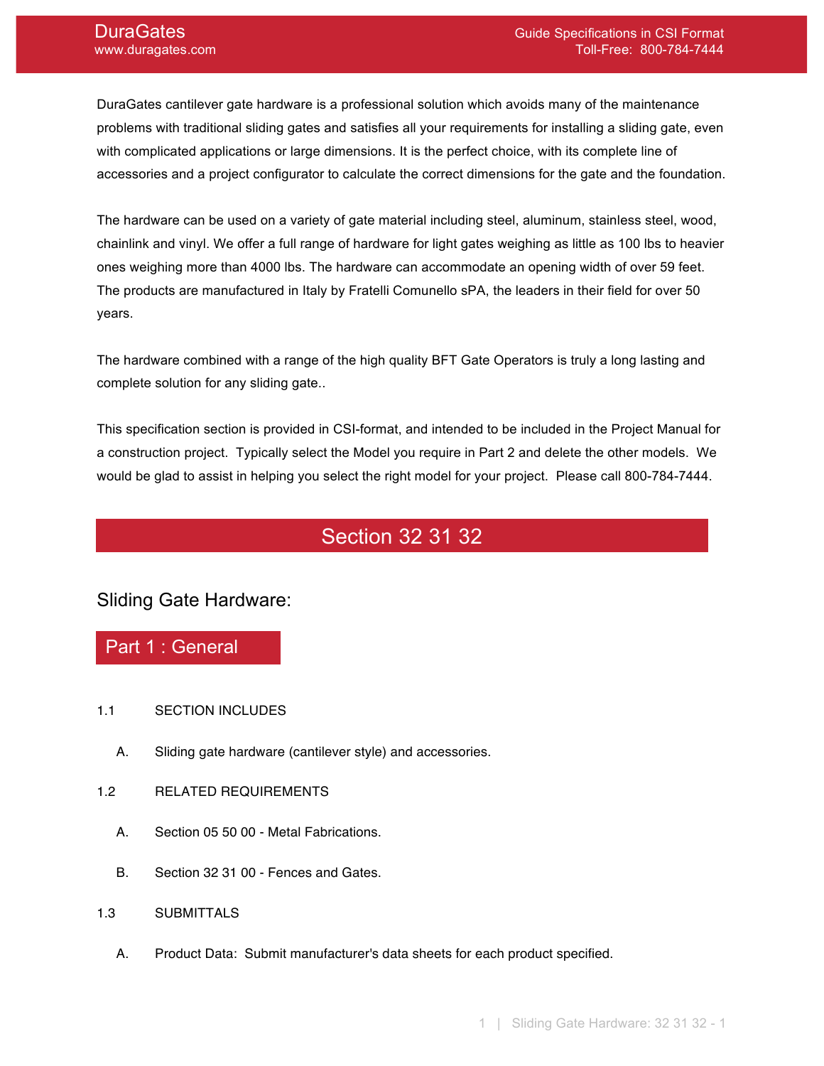DuraGates cantilever gate hardware is a professional solution which avoids many of the maintenance problems with traditional sliding gates and satisfies all your requirements for installing a sliding gate, even with complicated applications or large dimensions. It is the perfect choice, with its complete line of accessories and a project configurator to calculate the correct dimensions for the gate and the foundation.

The hardware can be used on a variety of gate material including steel, aluminum, stainless steel, wood, chainlink and vinyl. We offer a full range of hardware for light gates weighing as little as 100 lbs to heavier ones weighing more than 4000 lbs. The hardware can accommodate an opening width of over 59 feet. The products are manufactured in Italy by Fratelli Comunello sPA, the leaders in their field for over 50 years.

The hardware combined with a range of the high quality BFT Gate Operators is truly a long lasting and complete solution for any sliding gate..

This specification section is provided in CSI-format, and intended to be included in the Project Manual for a construction project. Typically select the Model you require in Part 2 and delete the other models. We would be glad to assist in helping you select the right model for your project. Please call 800-784-7444.

# Section 32 31 32

## Sliding Gate Hardware:

## Part 1 : General

1.1 SECTION INCLUDES

A. Sliding gate hardware (cantilever style) and accessories.

1.2 RELATED REQUIREMENTS

A. Section 05 50 00 - Metal Fabrications.

B. Section 32 31 00 - Fences and Gates.

1.3 SUBMITTALS

A. Product Data: Submit manufacturer's data sheets for each product specified.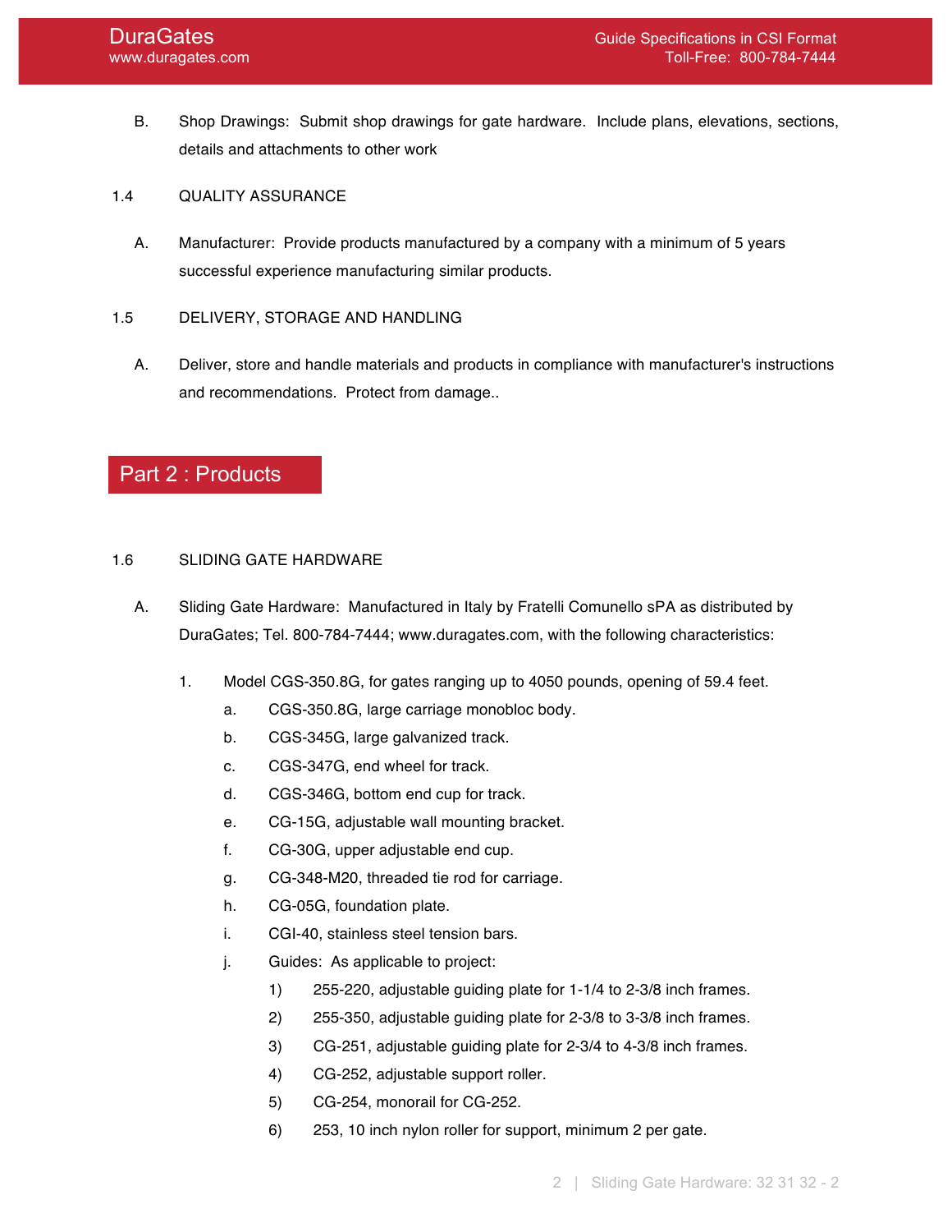B. Shop Drawings: Submit shop drawings for gate hardware. Include plans, elevations, sections, details and attachments to other work

1.4 QUALITY ASSURANCE

A. Manufacturer: Provide products manufactured by a company with a minimum of 5 years successful experience manufacturing similar products.

1.5 DELIVERY, STORAGE AND HANDLING

A. Deliver, store and handle materials and products in compliance with manufacturer's instructions and recommendations. Protect from damage..

## Part 2 : Products

1.6 SLIDING GATE HARDWARE

A. Sliding Gate Hardware: Manufactured in Italy by Fratelli Comunello sPA as distributed by DuraGates; Tel. 800-784-7444; www.duragates.com, with the following characteristics:

1. Model CGS-350.8G, for gates ranging up to 4050 pounds, opening of 59.4 feet.
   a. CGS-350.8G, large carriage monobloc body.
   b. CGS-345G, large galvanized track.
   c. CGS-347G, end wheel for track.
   d. CGS-346G, bottom end cup for track.
   e. CG-15G, adjustable wall mounting bracket.
   f. CG-30G, upper adjustable end cup.
   g. CG-348-M20, threaded tie rod for carriage.
   h. CG-05G, foundation plate.
   i. CGI-40, stainless steel tension bars.
   j. Guides: As applicable to project:
      1) 255-220, adjustable guiding plate for 1-1/4 to 2-3/8 inch frames.
      2) 255-350, adjustable guiding plate for 2-3/8 to 3-3/8 inch frames.
      3) CG-251, adjustable guiding plate for 2-3/4 to 4-3/8 inch frames.
      4) CG-252, adjustable support roller.
      5) CG-254, monorail for CG-252.
      6) 253, 10 inch nylon roller for support, minimum 2 per gate.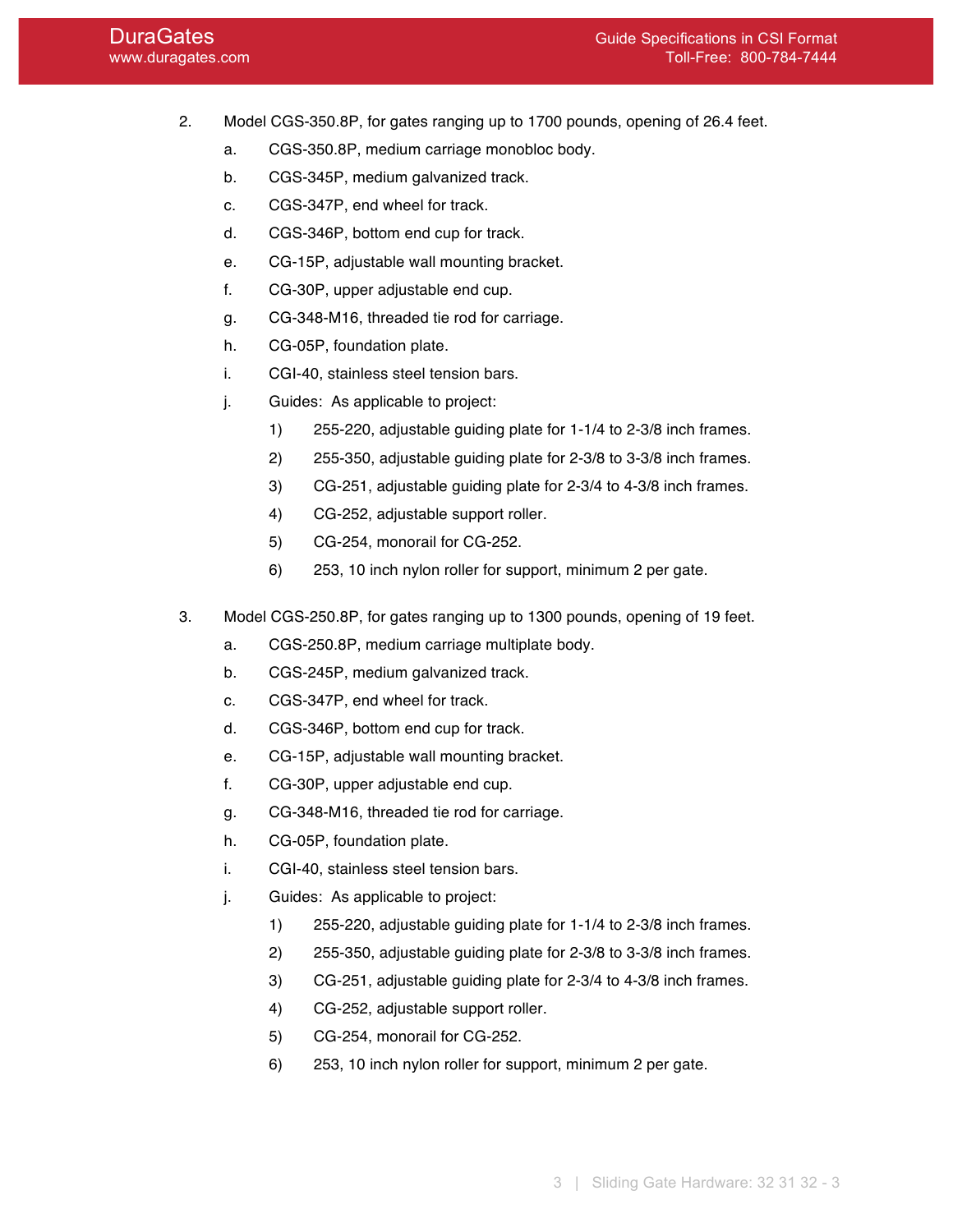2. Model CGS-350.8P, for gates ranging up to 1700 pounds, opening of 26.4 feet.
   a. CGS-350.8P, medium carriage monobloc body.
   b. CGS-345P, medium galvanized track.
   c. CGS-347P, end wheel for track.
   d. CGS-346P, bottom end cup for track.
   e. CG-15P, adjustable wall mounting bracket.
   f. CG-30P, upper adjustable end cup.
   g. CG-348-M16, threaded tie rod for carriage.
   h. CG-05P, foundation plate.
   i. CGI-40, stainless steel tension bars.
   j. Guides: As applicable to project:
      1) 255-220, adjustable guiding plate for 1-1/4 to 2-3/8 inch frames.
      2) 255-350, adjustable guiding plate for 2-3/8 to 3-3/8 inch frames.
      3) CG-251, adjustable guiding plate for 2-3/4 to 4-3/8 inch frames.
      4) CG-252, adjustable support roller.
      5) CG-254, monorail for CG-252.
      6) 253, 10 inch nylon roller for support, minimum 2 per gate.

3. Model CGS-250.8P, for gates ranging up to 1300 pounds, opening of 19 feet.
   a. CGS-250.8P, medium carriage multiplate body.
   b. CGS-245P, medium galvanized track.
   c. CGS-347P, end wheel for track.
   d. CGS-346P, bottom end cup for track.
   e. CG-15P, adjustable wall mounting bracket.
   f. CG-30P, upper adjustable end cup.
   g. CG-348-M16, threaded tie rod for carriage.
   h. CG-05P, foundation plate.
   i. CGI-40, stainless steel tension bars.
   j. Guides: As applicable to project:
      1) 255-220, adjustable guiding plate for 1-1/4 to 2-3/8 inch frames.
      2) 255-350, adjustable guiding plate for 2-3/8 to 3-3/8 inch frames.
      3) CG-251, adjustable guiding plate for 2-3/4 to 4-3/8 inch frames.
      4) CG-252, adjustable support roller.
      5) CG-254, monorail for CG-252.
      6) 253, 10 inch nylon roller for support, minimum 2 per gate.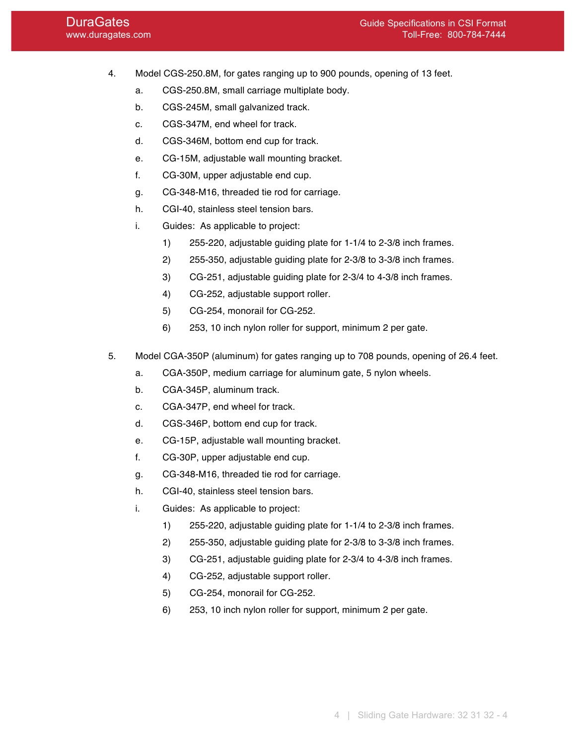4. Model CGS-250.8M, for gates ranging up to 900 pounds, opening of 13 feet.
    a. CGS-250.8M, small carriage multiplate body.
    b. CGS-245M, small galvanized track.
    c. CGS-347M, end wheel for track.
    d. CGS-346M, bottom end cup for track.
    e. CG-15M, adjustable wall mounting bracket.
    f. CG-30M, upper adjustable end cup.
    g. CG-348-M16, threaded tie rod for carriage.
    h. CGI-40, stainless steel tension bars.
    i. Guides: As applicable to project:
        1) 255-220, adjustable guiding plate for 1-1/4 to 2-3/8 inch frames.
        2) 255-350, adjustable guiding plate for 2-3/8 to 3-3/8 inch frames.
        3) CG-251, adjustable guiding plate for 2-3/4 to 4-3/8 inch frames.
        4) CG-252, adjustable support roller.
        5) CG-254, monorail for CG-252.
        6) 253, 10 inch nylon roller for support, minimum 2 per gate.

5. Model CGA-350P (aluminum) for gates ranging up to 708 pounds, opening of 26.4 feet.
    a. CGA-350P, medium carriage for aluminum gate, 5 nylon wheels.
    b. CGA-345P, aluminum track.
    c. CGA-347P, end wheel for track.
    d. CGS-346P, bottom end cup for track.
    e. CG-15P, adjustable wall mounting bracket.
    f. CG-30P, upper adjustable end cup.
    g. CG-348-M16, threaded tie rod for carriage.
    h. CGI-40, stainless steel tension bars.
    i. Guides: As applicable to project:
        1) 255-220, adjustable guiding plate for 1-1/4 to 2-3/8 inch frames.
        2) 255-350, adjustable guiding plate for 2-3/8 to 3-3/8 inch frames.
        3) CG-251, adjustable guiding plate for 2-3/4 to 4-3/8 inch frames.
        4) CG-252, adjustable support roller.
        5) CG-254, monorail for CG-252.
        6) 253, 10 inch nylon roller for support, minimum 2 per gate.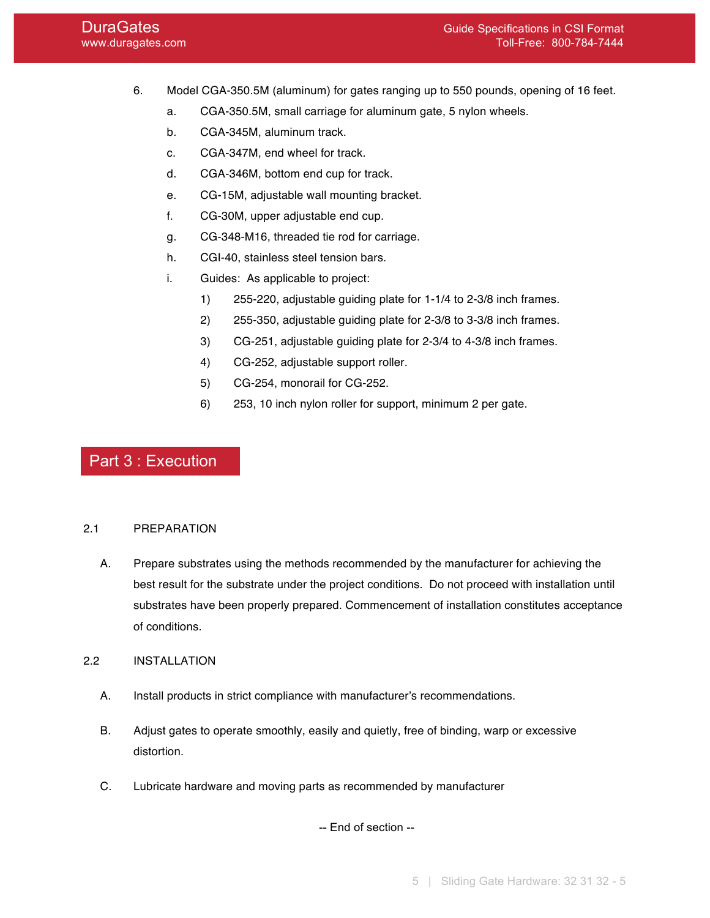6. Model CGA-350.5M (aluminum) for gates ranging up to 550 pounds, opening of 16 feet.
   a. CGA-350.5M, small carriage for aluminum gate, 5 nylon wheels.
   b. CGA-345M, aluminum track.
   c. CGA-347M, end wheel for track.
   d. CGA-346M, bottom end cup for track.
   e. CG-15M, adjustable wall mounting bracket.
   f. CG-30M, upper adjustable end cup.
   g. CG-348-M16, threaded tie rod for carriage.
   h. CGI-40, stainless steel tension bars.
   i. Guides: As applicable to project:
      1) 255-220, adjustable guiding plate for 1-1/4 to 2-3/8 inch frames.
      2) 255-350, adjustable guiding plate for 2-3/8 to 3-3/8 inch frames.
      3) CG-251, adjustable guiding plate for 2-3/4 to 4-3/8 inch frames.
      4) CG-252, adjustable support roller.
      5) CG-254, monorail for CG-252.
      6) 253, 10 inch nylon roller for support, minimum 2 per gate.

## Part 3 : Execution

### 2.1 PREPARATION

A. Prepare substrates using the methods recommended by the manufacturer for achieving the best result for the substrate under the project conditions. Do not proceed with installation until substrates have been properly prepared. Commencement of installation constitutes acceptance of conditions.

### 2.2 INSTALLATION

A. Install products in strict compliance with manufacturer's recommendations.

B. Adjust gates to operate smoothly, easily and quietly, free of binding, warp or excessive distortion.

C. Lubricate hardware and moving parts as recommended by manufacturer

-- End of section --